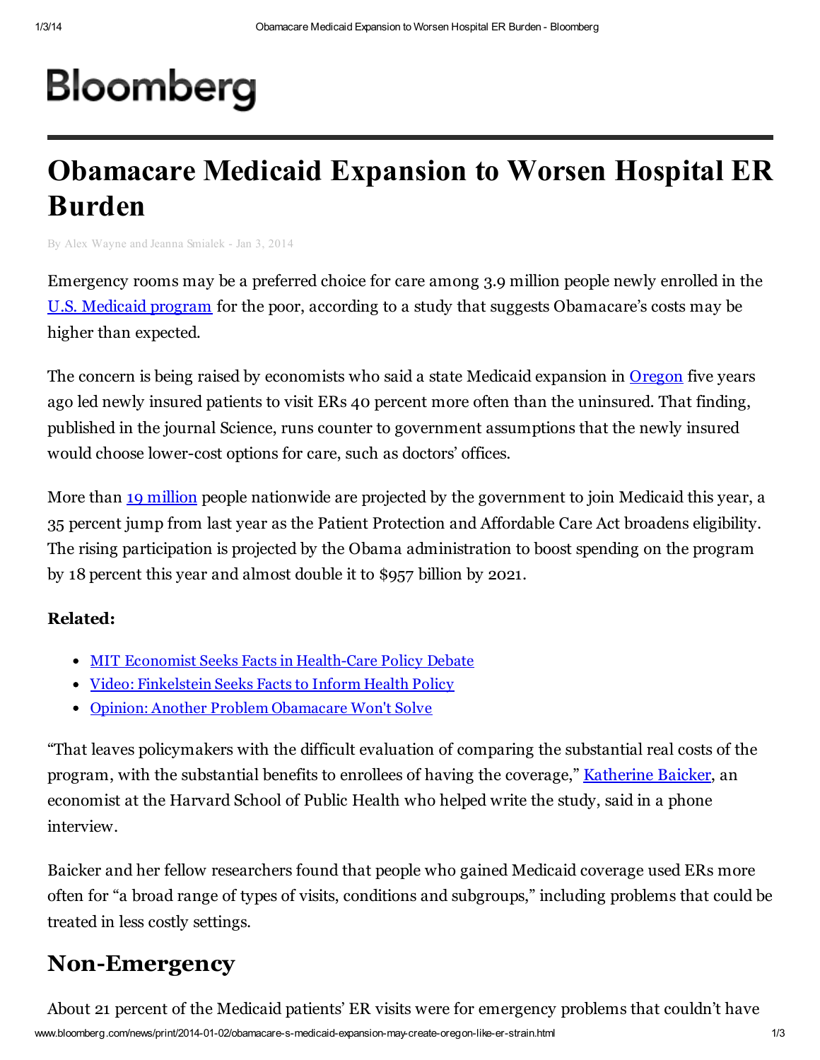# Bloomberg

# Obamacare Medicaid Expansion to Worsen Hospital ER Burden

By Alex Wayne and Jeanna Smialek - Jan 3, 2014

Emergency rooms may be a preferred choice for care among 3.9 million people newly enrolled in the U.S. Medicaid program for the poor, according to a study that suggests Obamacare's costs may be higher than expected.

The concern is being raised by economists who said a state Medicaid expansion in Oregon five years ago led newly insured patients to visit ERs 40 percent more often than the uninsured. That finding, published in the journal Science, runs counter to government assumptions that the newly insured would choose lower-cost options for care, such as doctors' offices.

More than 19 million people nationwide are projected by the government to join Medicaid this year, a 35 percent jump from last year as the Patient Protection and Affordable Care Act broadens eligibility. The rising participation is projected by the Obama administration to boost spending on the program by 18 percent this year and almost double it to $957 billion by 2021.

**Related:**

- MIT Economist Seeks Facts in Health-Care Policy Debate
- Video: Finkelstein Seeks Facts to Inform Health Policy
- Opinion: Another Problem Obamacare Won't Solve

"That leaves policymakers with the difficult evaluation of comparing the substantial real costs of the program, with the substantial benefits to enrollees of having the coverage," Katherine Baicker, an economist at the Harvard School of Public Health who helped write the study, said in a phone interview.

Baicker and her fellow researchers found that people who gained Medicaid coverage used ERs more often for "a broad range of types of visits, conditions and subgroups," including problems that could be treated in less costly settings.

## Non-Emergency

About 21 percent of the Medicaid patients' ER visits were for emergency problems that couldn't have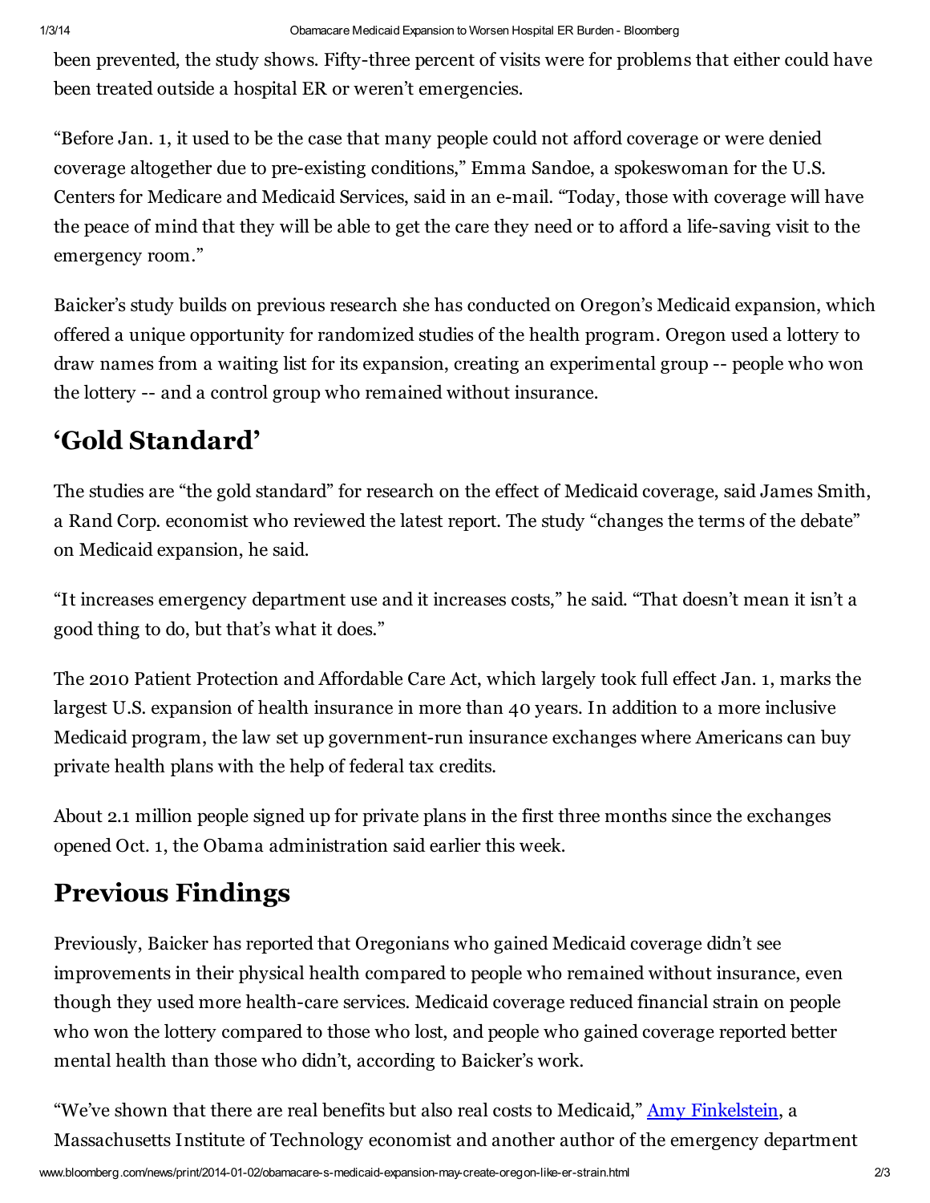been prevented, the study shows. Fifty-three percent of visits were for problems that either could have been treated outside a hospital ER or weren't emergencies.

"Before Jan. 1, it used to be the case that many people could not afford coverage or were denied coverage altogether due to pre-existing conditions," Emma Sandoe, a spokeswoman for the U.S. Centers for Medicare and Medicaid Services, said in an e-mail. "Today, those with coverage will have the peace of mind that they will be able to get the care they need or to afford a life-saving visit to the emergency room."

Baicker's study builds on previous research she has conducted on Oregon's Medicaid expansion, which offered a unique opportunity for randomized studies of the health program. Oregon used a lottery to draw names from a waiting list for its expansion, creating an experimental group -- people who won the lottery -- and a control group who remained without insurance.

## 'Gold Standard'

The studies are "the gold standard" for research on the effect of Medicaid coverage, said James Smith, a Rand Corp. economist who reviewed the latest report. The study "changes the terms of the debate" on Medicaid expansion, he said.

"It increases emergency department use and it increases costs," he said. "That doesn't mean it isn't a good thing to do, but that's what it does."

The 2010 Patient Protection and Affordable Care Act, which largely took full effect Jan. 1, marks the largest U.S. expansion of health insurance in more than 40 years. In addition to a more inclusive Medicaid program, the law set up government-run insurance exchanges where Americans can buy private health plans with the help of federal tax credits.

About 2.1 million people signed up for private plans in the first three months since the exchanges opened Oct. 1, the Obama administration said earlier this week.

## Previous Findings

Previously, Baicker has reported that Oregonians who gained Medicaid coverage didn't see improvements in their physical health compared to people who remained without insurance, even though they used more health-care services. Medicaid coverage reduced financial strain on people who won the lottery compared to those who lost, and people who gained coverage reported better mental health than those who didn't, according to Baicker's work.

"We've shown that there are real benefits but also real costs to Medicaid," Amy Finkelstein, a Massachusetts Institute of Technology economist and another author of the emergency department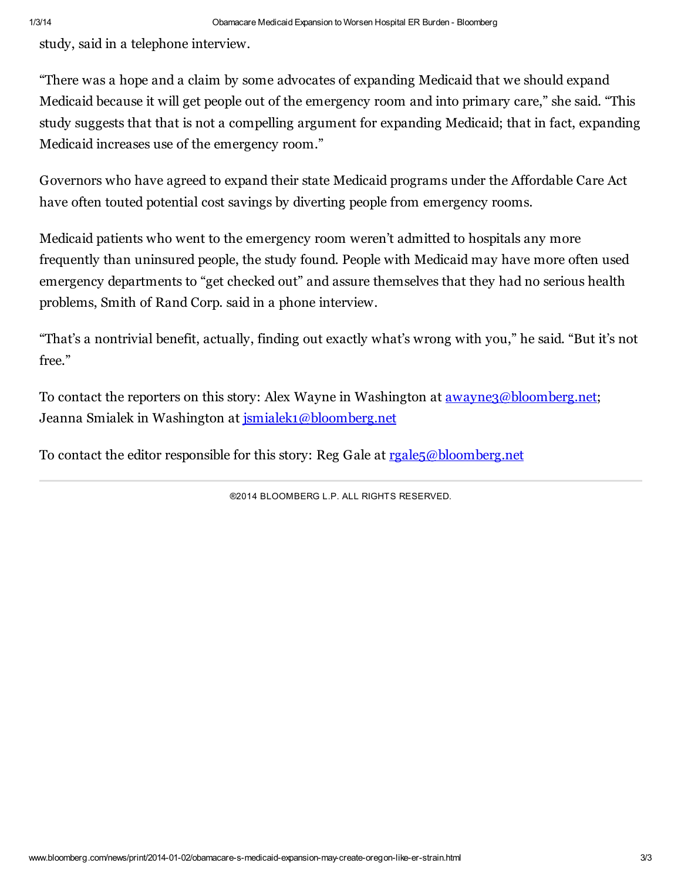study, said in a telephone interview.

"There was a hope and a claim by some advocates of expanding Medicaid that we should expand Medicaid because it will get people out of the emergency room and into primary care," she said. "This study suggests that that is not a compelling argument for expanding Medicaid; that in fact, expanding Medicaid increases use of the emergency room."

Governors who have agreed to expand their state Medicaid programs under the Affordable Care Act have often touted potential cost savings by diverting people from emergency rooms.

Medicaid patients who went to the emergency room weren't admitted to hospitals any more frequently than uninsured people, the study found. People with Medicaid may have more often used emergency departments to "get checked out" and assure themselves that they had no serious health problems, Smith of Rand Corp. said in a phone interview.

"That's a nontrivial benefit, actually, finding out exactly what's wrong with you," he said. "But it's not free."

To contact the reporters on this story: Alex Wayne in Washington at awayne3@bloomberg.net; Jeanna Smialek in Washington at jsmialek1@bloomberg.net

To contact the editor responsible for this story: Reg Gale at rgale5@bloomberg.net

®2014 BLOOMBERG L.P. ALL RIGHTS RESERVED.